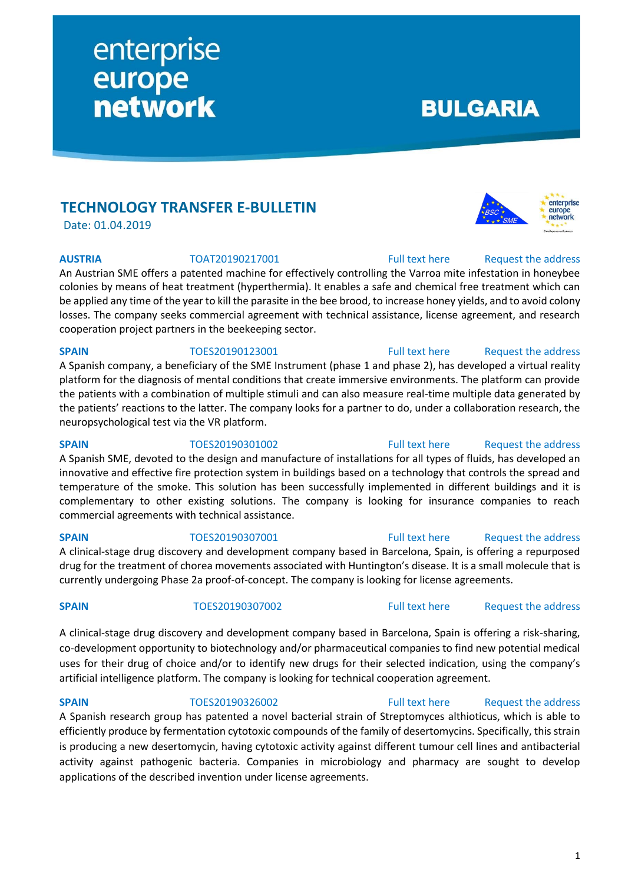enterprise europe network

**BULGARIA**

## TECHNOLOGY TRANSFER E-BULLETIN

Date: 01.04.2019

**AUSTRIA** TOAT20190217001 Full text here Request the address

An Austrian SME offers a patented machine for effectively controlling the Varroa mite infestation in honeybee colonies by means of heat treatment (hyperthermia). It enables a safe and chemical free treatment which can be applied any time of the year to kill the parasite in the bee brood, to increase honey yields, and to avoid colony losses. The company seeks commercial agreement with technical assistance, license agreement, and research cooperation project partners in the beekeeping sector.

**SPAIN** TOES20190123001 Full text here Request the address

A Spanish company, a beneficiary of the SME Instrument (phase 1 and phase 2), has developed a virtual reality platform for the diagnosis of mental conditions that create immersive environments. The platform can provide the patients with a combination of multiple stimuli and can also measure real-time multiple data generated by the patients' reactions to the latter. The company looks for a partner to do, under a collaboration research, the neuropsychological test via the VR platform.

**SPAIN** TOES20190301002 Full text here Request the address

A Spanish SME, devoted to the design and manufacture of installations for all types of fluids, has developed an innovative and effective fire protection system in buildings based on a technology that controls the spread and temperature of the smoke. This solution has been successfully implemented in different buildings and it is complementary to other existing solutions. The company is looking for insurance companies to reach commercial agreements with technical assistance.

**SPAIN** TOES20190307001 Full text here Request the address

A clinical-stage drug discovery and development company based in Barcelona, Spain, is offering a repurposed drug for the treatment of chorea movements associated with Huntington's disease. It is a small molecule that is currently undergoing Phase 2a proof-of-concept. The company is looking for license agreements.

**SPAIN** TOES20190307002 Full text here Request the address

A clinical-stage drug discovery and development company based in Barcelona, Spain is offering a risk-sharing, co-development opportunity to biotechnology and/or pharmaceutical companies to find new potential medical uses for their drug of choice and/or to identify new drugs for their selected indication, using the company's artificial intelligence platform. The company is looking for technical cooperation agreement.

**SPAIN** TOES20190326002 Full text here Request the address

A Spanish research group has patented a novel bacterial strain of Streptomyces althioticus, which is able to efficiently produce by fermentation cytotoxic compounds of the family of desertomycins. Specifically, this strain is producing a new desertomycin, having cytotoxic activity against different tumour cell lines and antibacterial activity against pathogenic bacteria. Companies in microbiology and pharmacy are sought to develop applications of the described invention under license agreements.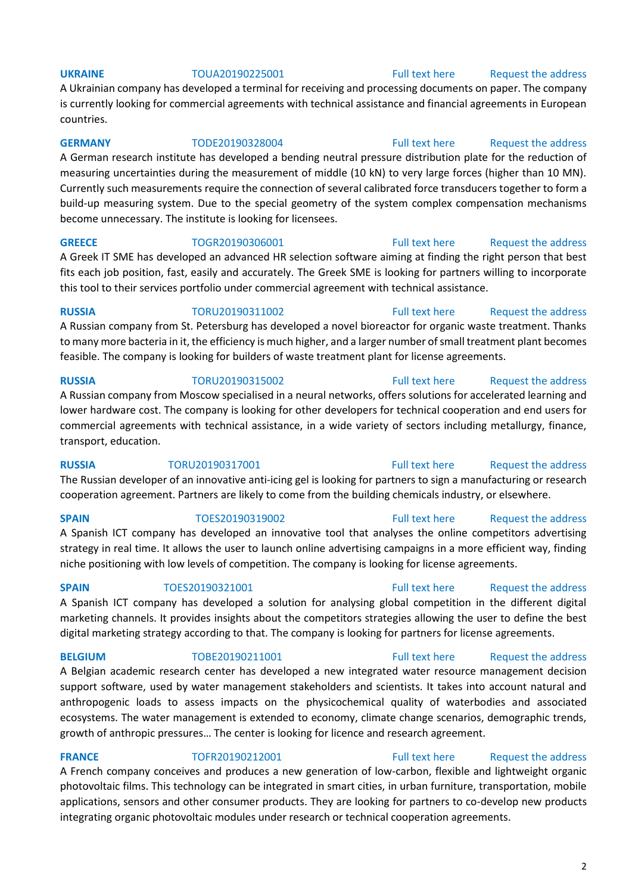**UKRAINE** TOUA20190225001 Full text here Request the address

A Ukrainian company has developed a terminal for receiving and processing documents on paper. The company is currently looking for commercial agreements with technical assistance and financial agreements in European countries.

**GERMANY** TODE20190328004 Full text here Request the address

A German research institute has developed a bending neutral pressure distribution plate for the reduction of measuring uncertainties during the measurement of middle (10 kN) to very large forces (higher than 10 MN). Currently such measurements require the connection of several calibrated force transducers together to form a build-up measuring system. Due to the special geometry of the system complex compensation mechanisms become unnecessary. The institute is looking for licensees.

**GREECE** TOGR20190306001 Full text here Request the address

A Greek IT SME has developed an advanced HR selection software aiming at finding the right person that best fits each job position, fast, easily and accurately. The Greek SME is looking for partners willing to incorporate this tool to their services portfolio under commercial agreement with technical assistance.

**RUSSIA** TORU20190311002 Full text here Request the address

A Russian company from St. Petersburg has developed a novel bioreactor for organic waste treatment. Thanks to many more bacteria in it, the efficiency is much higher, and a larger number of small treatment plant becomes feasible. The company is looking for builders of waste treatment plant for license agreements.

**RUSSIA** TORU20190315002 Full text here Request the address

A Russian company from Moscow specialised in a neural networks, offers solutions for accelerated learning and lower hardware cost. The company is looking for other developers for technical cooperation and end users for commercial agreements with technical assistance, in a wide variety of sectors including metallurgy, finance, transport, education.

**RUSSIA** TORU20190317001 Full text here Request the address

The Russian developer of an innovative anti-icing gel is looking for partners to sign a manufacturing or research cooperation agreement. Partners are likely to come from the building chemicals industry, or elsewhere.

**SPAIN** TOES20190319002 Full text here Request the address

A Spanish ICT company has developed an innovative tool that analyses the online competitors advertising strategy in real time. It allows the user to launch online advertising campaigns in a more efficient way, finding niche positioning with low levels of competition. The company is looking for license agreements.

**SPAIN** TOES20190321001 Full text here Request the address

A Spanish ICT company has developed a solution for analysing global competition in the different digital marketing channels. It provides insights about the competitors strategies allowing the user to define the best digital marketing strategy according to that. The company is looking for partners for license agreements.

**BELGIUM** TOBE20190211001 Full text here Request the address

A Belgian academic research center has developed a new integrated water resource management decision support software, used by water management stakeholders and scientists. It takes into account natural and anthropogenic loads to assess impacts on the physicochemical quality of waterbodies and associated ecosystems. The water management is extended to economy, climate change scenarios, demographic trends, growth of anthropic pressures… The center is looking for licence and research agreement.

**FRANCE** TOFR20190212001 Full text here Request the address

A French company conceives and produces a new generation of low-carbon, flexible and lightweight organic photovoltaic films. This technology can be integrated in smart cities, in urban furniture, transportation, mobile applications, sensors and other consumer products. They are looking for partners to co-develop new products integrating organic photovoltaic modules under research or technical cooperation agreements.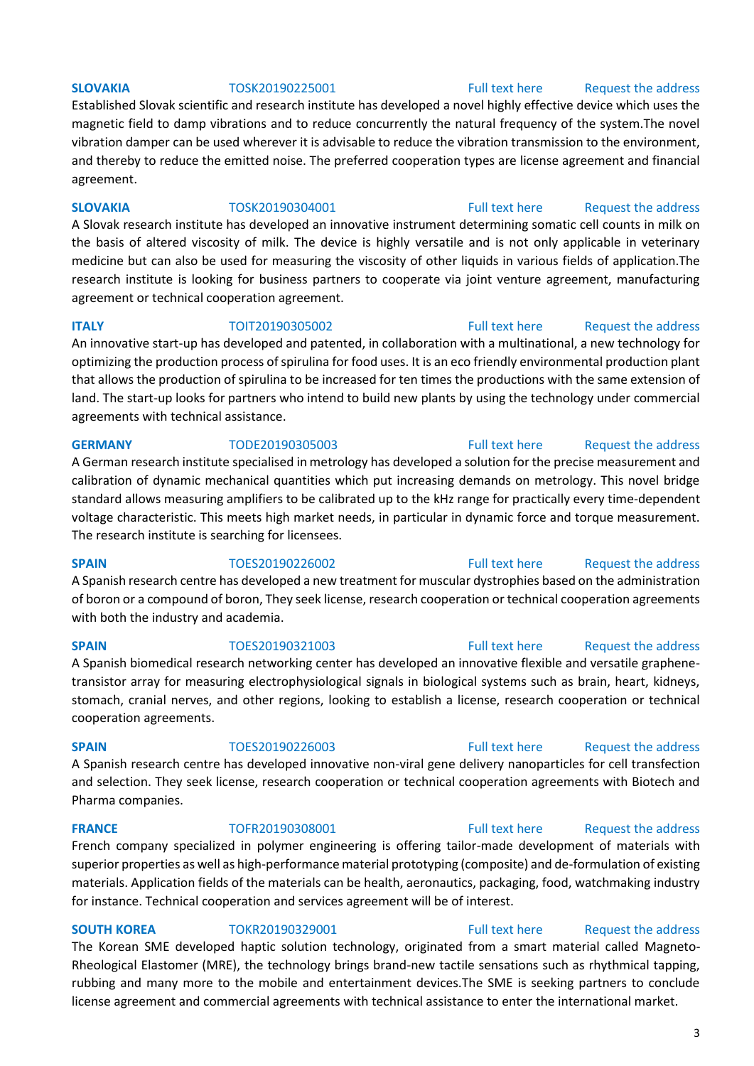**SLOVAKIA** TOSK20190225001 Full text here Request the address

Established Slovak scientific and research institute has developed a novel highly effective device which uses the magnetic field to damp vibrations and to reduce concurrently the natural frequency of the system.The novel vibration damper can be used wherever it is advisable to reduce the vibration transmission to the environment, and thereby to reduce the emitted noise. The preferred cooperation types are license agreement and financial agreement.

**SLOVAKIA** TOSK20190304001 Full text here Request the address

A Slovak research institute has developed an innovative instrument determining somatic cell counts in milk on the basis of altered viscosity of milk. The device is highly versatile and is not only applicable in veterinary medicine but can also be used for measuring the viscosity of other liquids in various fields of application.The research institute is looking for business partners to cooperate via joint venture agreement, manufacturing agreement or technical cooperation agreement.

**ITALY** TOIT20190305002 Full text here Request the address

An innovative start-up has developed and patented, in collaboration with a multinational, a new technology for optimizing the production process of spirulina for food uses. It is an eco friendly environmental production plant that allows the production of spirulina to be increased for ten times the productions with the same extension of land. The start-up looks for partners who intend to build new plants by using the technology under commercial agreements with technical assistance.

**GERMANY** TODE20190305003 Full text here Request the address

A German research institute specialised in metrology has developed a solution for the precise measurement and calibration of dynamic mechanical quantities which put increasing demands on metrology. This novel bridge standard allows measuring amplifiers to be calibrated up to the kHz range for practically every time-dependent voltage characteristic. This meets high market needs, in particular in dynamic force and torque measurement. The research institute is searching for licensees.

**SPAIN** TOES20190226002 Full text here Request the address

A Spanish research centre has developed a new treatment for muscular dystrophies based on the administration of boron or a compound of boron, They seek license, research cooperation or technical cooperation agreements with both the industry and academia.

**SPAIN** TOES20190321003 Full text here Request the address

A Spanish biomedical research networking center has developed an innovative flexible and versatile graphene-transistor array for measuring electrophysiological signals in biological systems such as brain, heart, kidneys, stomach, cranial nerves, and other regions, looking to establish a license, research cooperation or technical cooperation agreements.

**SPAIN** TOES20190226003 Full text here Request the address

A Spanish research centre has developed innovative non-viral gene delivery nanoparticles for cell transfection and selection. They seek license, research cooperation or technical cooperation agreements with Biotech and Pharma companies.

**FRANCE** TOFR20190308001 Full text here Request the address

French company specialized in polymer engineering is offering tailor-made development of materials with superior properties as well as high-performance material prototyping (composite) and de-formulation of existing materials. Application fields of the materials can be health, aeronautics, packaging, food, watchmaking industry for instance. Technical cooperation and services agreement will be of interest.

**SOUTH KOREA** TOKR20190329001 Full text here Request the address

The Korean SME developed haptic solution technology, originated from a smart material called Magneto-Rheological Elastomer (MRE), the technology brings brand-new tactile sensations such as rhythmical tapping, rubbing and many more to the mobile and entertainment devices.The SME is seeking partners to conclude license agreement and commercial agreements with technical assistance to enter the international market.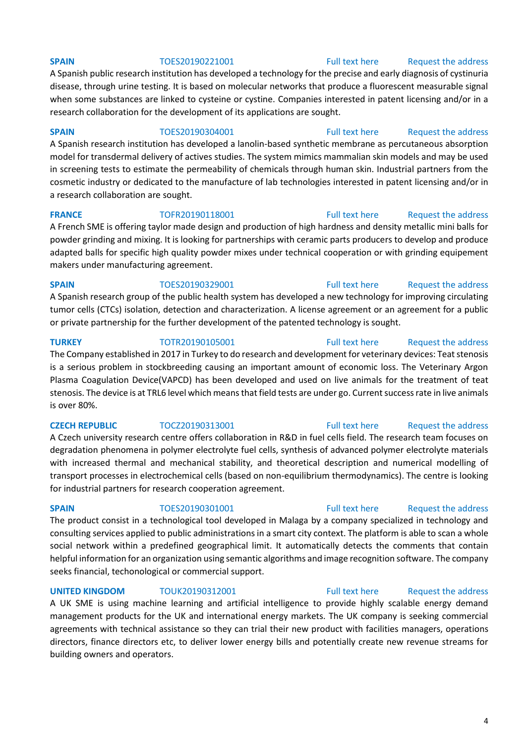**SPAIN** TOES20190221001 Full text here Request the address

A Spanish public research institution has developed a technology for the precise and early diagnosis of cystinuria disease, through urine testing. It is based on molecular networks that produce a fluorescent measurable signal when some substances are linked to cysteine or cystine. Companies interested in patent licensing and/or in a research collaboration for the development of its applications are sought.

**SPAIN** TOES20190304001 Full text here Request the address

A Spanish research institution has developed a lanolin-based synthetic membrane as percutaneous absorption model for transdermal delivery of actives studies. The system mimics mammalian skin models and may be used in screening tests to estimate the permeability of chemicals through human skin. Industrial partners from the cosmetic industry or dedicated to the manufacture of lab technologies interested in patent licensing and/or in a research collaboration are sought.

**FRANCE** TOFR20190118001 Full text here Request the address

A French SME is offering taylor made design and production of high hardness and density metallic mini balls for powder grinding and mixing. It is looking for partnerships with ceramic parts producers to develop and produce adapted balls for specific high quality powder mixes under technical cooperation or with grinding equipement makers under manufacturing agreement.

**SPAIN** TOES20190329001 Full text here Request the address

A Spanish research group of the public health system has developed a new technology for improving circulating tumor cells (CTCs) isolation, detection and characterization. A license agreement or an agreement for a public or private partnership for the further development of the patented technology is sought.

**TURKEY** TOTR20190105001 Full text here Request the address

The Company established in 2017 in Turkey to do research and development for veterinary devices: Teat stenosis is a serious problem in stockbreeding causing an important amount of economic loss. The Veterinary Argon Plasma Coagulation Device(VAPCD) has been developed and used on live animals for the treatment of teat stenosis. The device is at TRL6 level which means that field tests are under go. Current success rate in live animals is over 80%.

**CZECH REPUBLIC** TOCZ20190313001 Full text here Request the address

A Czech university research centre offers collaboration in R&D in fuel cells field. The research team focuses on degradation phenomena in polymer electrolyte fuel cells, synthesis of advanced polymer electrolyte materials with increased thermal and mechanical stability, and theoretical description and numerical modelling of transport processes in electrochemical cells (based on non-equilibrium thermodynamics). The centre is looking for industrial partners for research cooperation agreement.

**SPAIN** TOES20190301001 Full text here Request the address

The product consist in a technological tool developed in Malaga by a company specialized in technology and consulting services applied to public administrations in a smart city context. The platform is able to scan a whole social network within a predefined geographical limit. It automatically detects the comments that contain helpful information for an organization using semantic algorithms and image recognition software. The company seeks financial, techonological or commercial support.

**UNITED KINGDOM** TOUK20190312001 Full text here Request the address

A UK SME is using machine learning and artificial intelligence to provide highly scalable energy demand management products for the UK and international energy markets. The UK company is seeking commercial agreements with technical assistance so they can trial their new product with facilities managers, operations directors, finance directors etc, to deliver lower energy bills and potentially create new revenue streams for building owners and operators.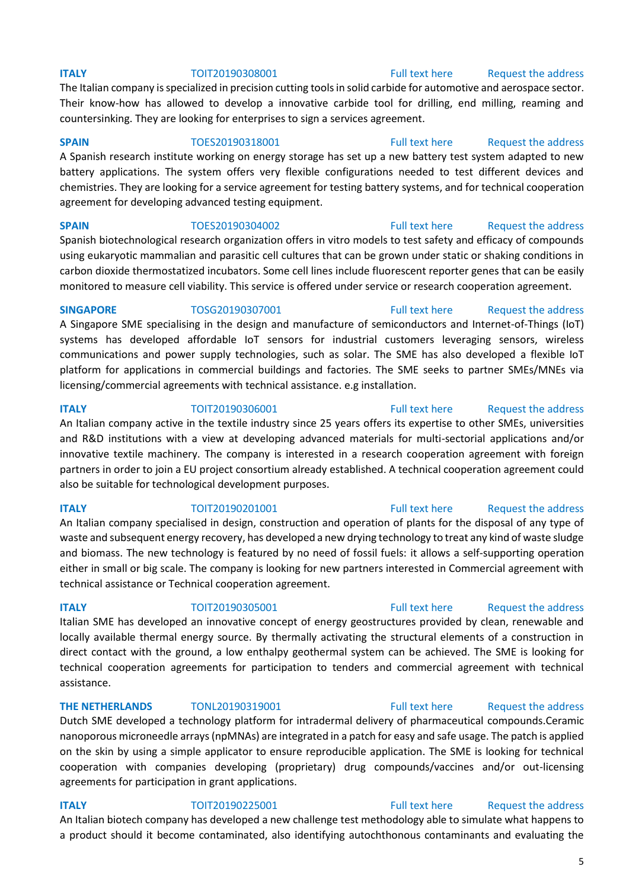**ITALY** TOIT20190308001 Full text here Request the address

The Italian company is specialized in precision cutting tools in solid carbide for automotive and aerospace sector. Their know-how has allowed to develop a innovative carbide tool for drilling, end milling, reaming and countersinking. They are looking for enterprises to sign a services agreement.

**SPAIN** TOES20190318001 Full text here Request the address

A Spanish research institute working on energy storage has set up a new battery test system adapted to new battery applications. The system offers very flexible configurations needed to test different devices and chemistries. They are looking for a service agreement for testing battery systems, and for technical cooperation agreement for developing advanced testing equipment.

**SPAIN** TOES20190304002 Full text here Request the address

Spanish biotechnological research organization offers in vitro models to test safety and efficacy of compounds using eukaryotic mammalian and parasitic cell cultures that can be grown under static or shaking conditions in carbon dioxide thermostatized incubators. Some cell lines include fluorescent reporter genes that can be easily monitored to measure cell viability. This service is offered under service or research cooperation agreement.

**SINGAPORE** TOSG20190307001 Full text here Request the address

A Singapore SME specialising in the design and manufacture of semiconductors and Internet-of-Things (IoT) systems has developed affordable IoT sensors for industrial customers leveraging sensors, wireless communications and power supply technologies, such as solar. The SME has also developed a flexible IoT platform for applications in commercial buildings and factories. The SME seeks to partner SMEs/MNEs via licensing/commercial agreements with technical assistance. e.g installation.

**ITALY** TOIT20190306001 Full text here Request the address

An Italian company active in the textile industry since 25 years offers its expertise to other SMEs, universities and R&D institutions with a view at developing advanced materials for multi-sectorial applications and/or innovative textile machinery. The company is interested in a research cooperation agreement with foreign partners in order to join a EU project consortium already established. A technical cooperation agreement could also be suitable for technological development purposes.

**ITALY** TOIT20190201001 Full text here Request the address

An Italian company specialised in design, construction and operation of plants for the disposal of any type of waste and subsequent energy recovery, has developed a new drying technology to treat any kind of waste sludge and biomass. The new technology is featured by no need of fossil fuels: it allows a self-supporting operation either in small or big scale. The company is looking for new partners interested in Commercial agreement with technical assistance or Technical cooperation agreement.

**ITALY** TOIT20190305001 Full text here Request the address

Italian SME has developed an innovative concept of energy geostructures provided by clean, renewable and locally available thermal energy source. By thermally activating the structural elements of a construction in direct contact with the ground, a low enthalpy geothermal system can be achieved. The SME is looking for technical cooperation agreements for participation to tenders and commercial agreement with technical assistance.

**THE NETHERLANDS** TONL20190319001 Full text here Request the address

Dutch SME developed a technology platform for intradermal delivery of pharmaceutical compounds.Ceramic nanoporous microneedle arrays (npMNAs) are integrated in a patch for easy and safe usage. The patch is applied on the skin by using a simple applicator to ensure reproducible application. The SME is looking for technical cooperation with companies developing (proprietary) drug compounds/vaccines and/or out-licensing agreements for participation in grant applications.

**ITALY** TOIT20190225001 Full text here Request the address

An Italian biotech company has developed a new challenge test methodology able to simulate what happens to a product should it become contaminated, also identifying autochthonous contaminants and evaluating the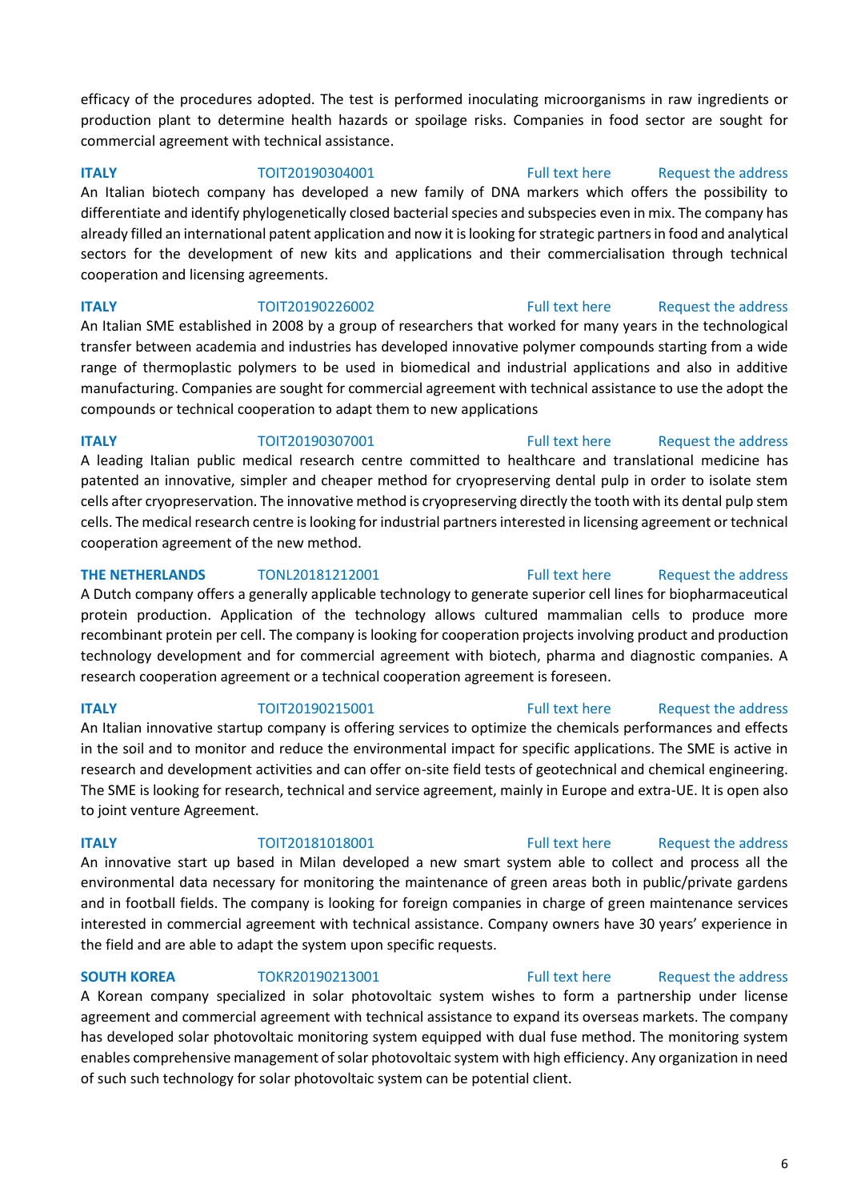efficacy of the procedures adopted. The test is performed inoculating microorganisms in raw ingredients or production plant to determine health hazards or spoilage risks. Companies in food sector are sought for commercial agreement with technical assistance.

**ITALY** TOIT20190304001 Full text here Request the address

An Italian biotech company has developed a new family of DNA markers which offers the possibility to differentiate and identify phylogenetically closed bacterial species and subspecies even in mix. The company has already filled an international patent application and now it is looking for strategic partners in food and analytical sectors for the development of new kits and applications and their commercialisation through technical cooperation and licensing agreements.

**ITALY** TOIT20190226002 Full text here Request the address

An Italian SME established in 2008 by a group of researchers that worked for many years in the technological transfer between academia and industries has developed innovative polymer compounds starting from a wide range of thermoplastic polymers to be used in biomedical and industrial applications and also in additive manufacturing. Companies are sought for commercial agreement with technical assistance to use the adopt the compounds or technical cooperation to adapt them to new applications

**ITALY** TOIT20190307001 Full text here Request the address

A leading Italian public medical research centre committed to healthcare and translational medicine has patented an innovative, simpler and cheaper method for cryopreserving dental pulp in order to isolate stem cells after cryopreservation. The innovative method is cryopreserving directly the tooth with its dental pulp stem cells. The medical research centre is looking for industrial partners interested in licensing agreement or technical cooperation agreement of the new method.

**THE NETHERLANDS** TONL20181212001 Full text here Request the address

A Dutch company offers a generally applicable technology to generate superior cell lines for biopharmaceutical protein production. Application of the technology allows cultured mammalian cells to produce more recombinant protein per cell. The company is looking for cooperation projects involving product and production technology development and for commercial agreement with biotech, pharma and diagnostic companies. A research cooperation agreement or a technical cooperation agreement is foreseen.

**ITALY** TOIT20190215001 Full text here Request the address

An Italian innovative startup company is offering services to optimize the chemicals performances and effects in the soil and to monitor and reduce the environmental impact for specific applications. The SME is active in research and development activities and can offer on-site field tests of geotechnical and chemical engineering. The SME is looking for research, technical and service agreement, mainly in Europe and extra-UE. It is open also to joint venture Agreement.

**ITALY** TOIT20181018001 Full text here Request the address

An innovative start up based in Milan developed a new smart system able to collect and process all the environmental data necessary for monitoring the maintenance of green areas both in public/private gardens and in football fields. The company is looking for foreign companies in charge of green maintenance services interested in commercial agreement with technical assistance. Company owners have 30 years' experience in the field and are able to adapt the system upon specific requests.

**SOUTH KOREA** TOKR20190213001 Full text here Request the address

A Korean company specialized in solar photovoltaic system wishes to form a partnership under license agreement and commercial agreement with technical assistance to expand its overseas markets. The company has developed solar photovoltaic monitoring system equipped with dual fuse method. The monitoring system enables comprehensive management of solar photovoltaic system with high efficiency. Any organization in need of such such technology for solar photovoltaic system can be potential client.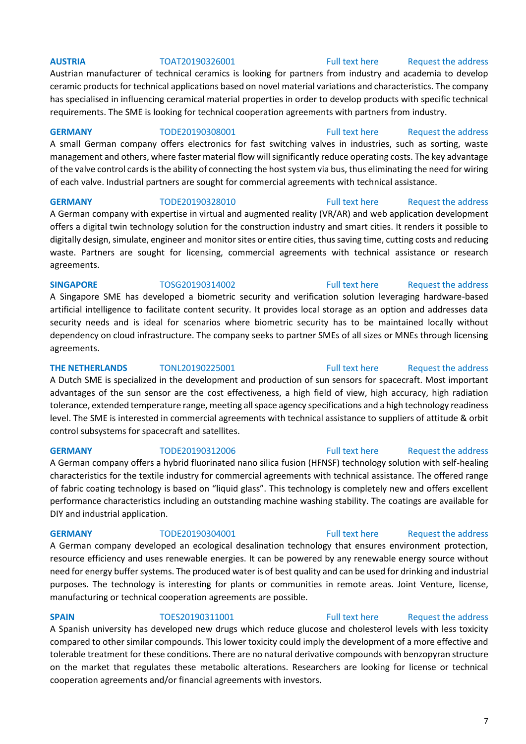**AUSTRIA** TOAT20190326001 Full text here Request the address

Austrian manufacturer of technical ceramics is looking for partners from industry and academia to develop ceramic products for technical applications based on novel material variations and characteristics. The company has specialised in influencing ceramical material properties in order to develop products with specific technical requirements. The SME is looking for technical cooperation agreements with partners from industry.

**GERMANY** TODE20190308001 Full text here Request the address

A small German company offers electronics for fast switching valves in industries, such as sorting, waste management and others, where faster material flow will significantly reduce operating costs. The key advantage of the valve control cards is the ability of connecting the host system via bus, thus eliminating the need for wiring of each valve. Industrial partners are sought for commercial agreements with technical assistance.

**GERMANY** TODE20190328010 Full text here Request the address

A German company with expertise in virtual and augmented reality (VR/AR) and web application development offers a digital twin technology solution for the construction industry and smart cities. It renders it possible to digitally design, simulate, engineer and monitor sites or entire cities, thus saving time, cutting costs and reducing waste. Partners are sought for licensing, commercial agreements with technical assistance or research agreements.

**SINGAPORE** TOSG20190314002 Full text here Request the address

A Singapore SME has developed a biometric security and verification solution leveraging hardware-based artificial intelligence to facilitate content security. It provides local storage as an option and addresses data security needs and is ideal for scenarios where biometric security has to be maintained locally without dependency on cloud infrastructure. The company seeks to partner SMEs of all sizes or MNEs through licensing agreements.

**THE NETHERLANDS** TONL20190225001 Full text here Request the address

A Dutch SME is specialized in the development and production of sun sensors for spacecraft. Most important advantages of the sun sensor are the cost effectiveness, a high field of view, high accuracy, high radiation tolerance, extended temperature range, meeting all space agency specifications and a high technology readiness level. The SME is interested in commercial agreements with technical assistance to suppliers of attitude & orbit control subsystems for spacecraft and satellites.

**GERMANY** TODE20190312006 Full text here Request the address

A German company offers a hybrid fluorinated nano silica fusion (HFNSF) technology solution with self-healing characteristics for the textile industry for commercial agreements with technical assistance. The offered range of fabric coating technology is based on "liquid glass". This technology is completely new and offers excellent performance characteristics including an outstanding machine washing stability. The coatings are available for DIY and industrial application.

**GERMANY** TODE20190304001 Full text here Request the address

A German company developed an ecological desalination technology that ensures environment protection, resource efficiency and uses renewable energies. It can be powered by any renewable energy source without need for energy buffer systems. The produced water is of best quality and can be used for drinking and industrial purposes. The technology is interesting for plants or communities in remote areas. Joint Venture, license, manufacturing or technical cooperation agreements are possible.

**SPAIN** TOES20190311001 Full text here Request the address

A Spanish university has developed new drugs which reduce glucose and cholesterol levels with less toxicity compared to other similar compounds. This lower toxicity could imply the development of a more effective and tolerable treatment for these conditions. There are no natural derivative compounds with benzopyran structure on the market that regulates these metabolic alterations. Researchers are looking for license or technical cooperation agreements and/or financial agreements with investors.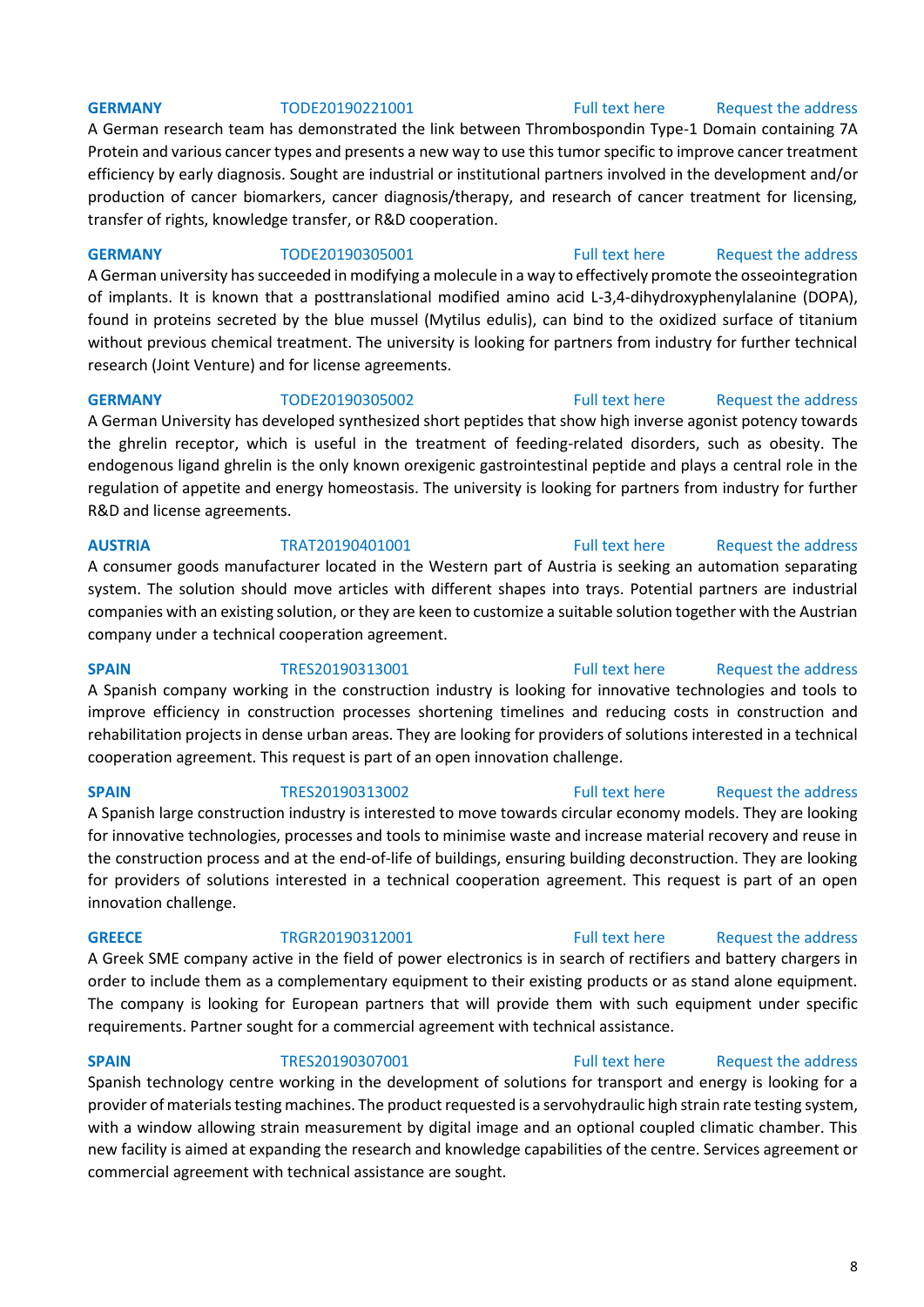**GERMANY** TODE20190221001 Full text here Request the address

A German research team has demonstrated the link between Thrombospondin Type-1 Domain containing 7A Protein and various cancer types and presents a new way to use this tumor specific to improve cancer treatment efficiency by early diagnosis. Sought are industrial or institutional partners involved in the development and/or production of cancer biomarkers, cancer diagnosis/therapy, and research of cancer treatment for licensing, transfer of rights, knowledge transfer, or R&D cooperation.

**GERMANY** TODE20190305001 Full text here Request the address

A German university has succeeded in modifying a molecule in a way to effectively promote the osseointegration of implants. It is known that a posttranslational modified amino acid L-3,4-dihydroxyphenylalanine (DOPA), found in proteins secreted by the blue mussel (Mytilus edulis), can bind to the oxidized surface of titanium without previous chemical treatment. The university is looking for partners from industry for further technical research (Joint Venture) and for license agreements.

**GERMANY** TODE20190305002 Full text here Request the address

A German University has developed synthesized short peptides that show high inverse agonist potency towards the ghrelin receptor, which is useful in the treatment of feeding-related disorders, such as obesity. The endogenous ligand ghrelin is the only known orexigenic gastrointestinal peptide and plays a central role in the regulation of appetite and energy homeostasis. The university is looking for partners from industry for further R&D and license agreements.

**AUSTRIA** TRAT20190401001 Full text here Request the address

A consumer goods manufacturer located in the Western part of Austria is seeking an automation separating system. The solution should move articles with different shapes into trays. Potential partners are industrial companies with an existing solution, or they are keen to customize a suitable solution together with the Austrian company under a technical cooperation agreement.

**SPAIN** TRES20190313001 Full text here Request the address

A Spanish company working in the construction industry is looking for innovative technologies and tools to improve efficiency in construction processes shortening timelines and reducing costs in construction and rehabilitation projects in dense urban areas. They are looking for providers of solutions interested in a technical cooperation agreement. This request is part of an open innovation challenge.

**SPAIN** TRES20190313002 Full text here Request the address

A Spanish large construction industry is interested to move towards circular economy models. They are looking for innovative technologies, processes and tools to minimise waste and increase material recovery and reuse in the construction process and at the end-of-life of buildings, ensuring building deconstruction. They are looking for providers of solutions interested in a technical cooperation agreement. This request is part of an open innovation challenge.

**GREECE** TRGR20190312001 Full text here Request the address

A Greek SME company active in the field of power electronics is in search of rectifiers and battery chargers in order to include them as a complementary equipment to their existing products or as stand alone equipment. The company is looking for European partners that will provide them with such equipment under specific requirements. Partner sought for a commercial agreement with technical assistance.

**SPAIN** TRES20190307001 Full text here Request the address

Spanish technology centre working in the development of solutions for transport and energy is looking for a provider of materials testing machines. The product requested is a servohydraulic high strain rate testing system, with a window allowing strain measurement by digital image and an optional coupled climatic chamber. This new facility is aimed at expanding the research and knowledge capabilities of the centre. Services agreement or commercial agreement with technical assistance are sought.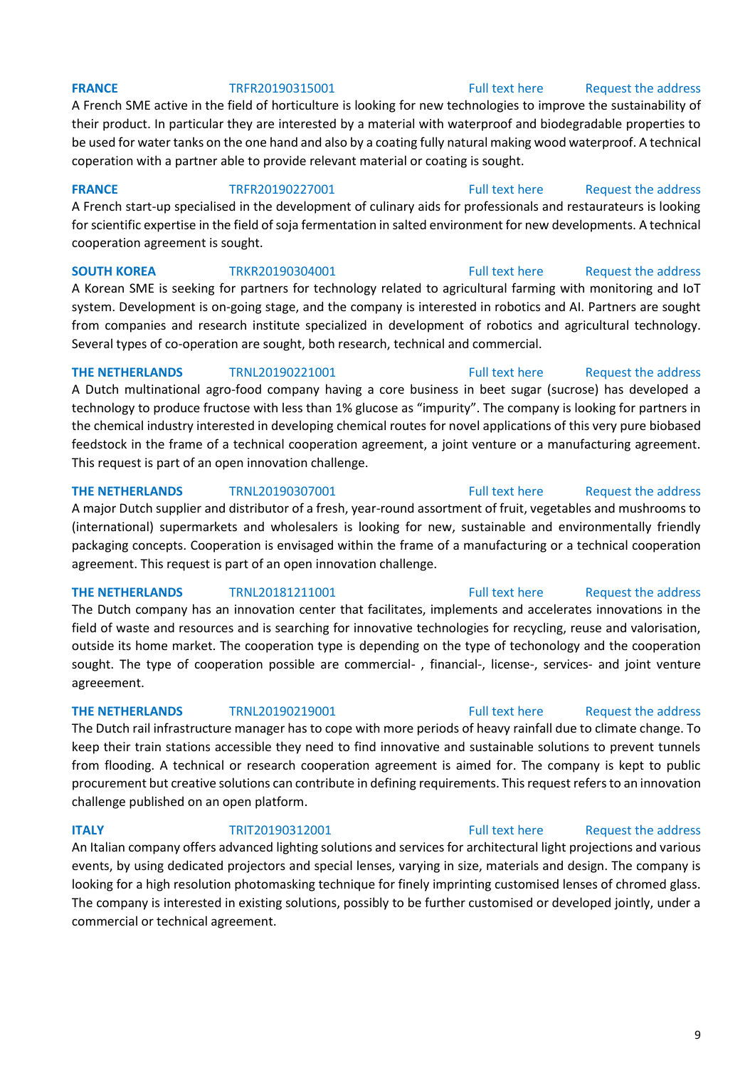**FRANCE** TRFR20190315001 Full text here Request the address

A French SME active in the field of horticulture is looking for new technologies to improve the sustainability of their product. In particular they are interested by a material with waterproof and biodegradable properties to be used for water tanks on the one hand and also by a coating fully natural making wood waterproof. A technical coperation with a partner able to provide relevant material or coating is sought.

**FRANCE** TRFR20190227001 Full text here Request the address

A French start-up specialised in the development of culinary aids for professionals and restaurateurs is looking for scientific expertise in the field of soja fermentation in salted environment for new developments. A technical cooperation agreement is sought.

**SOUTH KOREA** TRKR20190304001 Full text here Request the address

A Korean SME is seeking for partners for technology related to agricultural farming with monitoring and IoT system. Development is on-going stage, and the company is interested in robotics and AI. Partners are sought from companies and research institute specialized in development of robotics and agricultural technology. Several types of co-operation are sought, both research, technical and commercial.

**THE NETHERLANDS** TRNL20190221001 Full text here Request the address

A Dutch multinational agro-food company having a core business in beet sugar (sucrose) has developed a technology to produce fructose with less than 1% glucose as “impurity”. The company is looking for partners in the chemical industry interested in developing chemical routes for novel applications of this very pure biobased feedstock in the frame of a technical cooperation agreement, a joint venture or a manufacturing agreement. This request is part of an open innovation challenge.

**THE NETHERLANDS** TRNL20190307001 Full text here Request the address

A major Dutch supplier and distributor of a fresh, year-round assortment of fruit, vegetables and mushrooms to (international) supermarkets and wholesalers is looking for new, sustainable and environmentally friendly packaging concepts. Cooperation is envisaged within the frame of a manufacturing or a technical cooperation agreement. This request is part of an open innovation challenge.

**THE NETHERLANDS** TRNL20181211001 Full text here Request the address

The Dutch company has an innovation center that facilitates, implements and accelerates innovations in the field of waste and resources and is searching for innovative technologies for recycling, reuse and valorisation, outside its home market. The cooperation type is depending on the type of techonology and the cooperation sought. The type of cooperation possible are commercial- , financial-, license-, services- and joint venture agreeement.

**THE NETHERLANDS** TRNL20190219001 Full text here Request the address

The Dutch rail infrastructure manager has to cope with more periods of heavy rainfall due to climate change. To keep their train stations accessible they need to find innovative and sustainable solutions to prevent tunnels from flooding. A technical or research cooperation agreement is aimed for. The company is kept to public procurement but creative solutions can contribute in defining requirements. This request refers to an innovation challenge published on an open platform.

**ITALY** TRIT20190312001 Full text here Request the address

An Italian company offers advanced lighting solutions and services for architectural light projections and various events, by using dedicated projectors and special lenses, varying in size, materials and design. The company is looking for a high resolution photomasking technique for finely imprinting customised lenses of chromed glass. The company is interested in existing solutions, possibly to be further customised or developed jointly, under a commercial or technical agreement.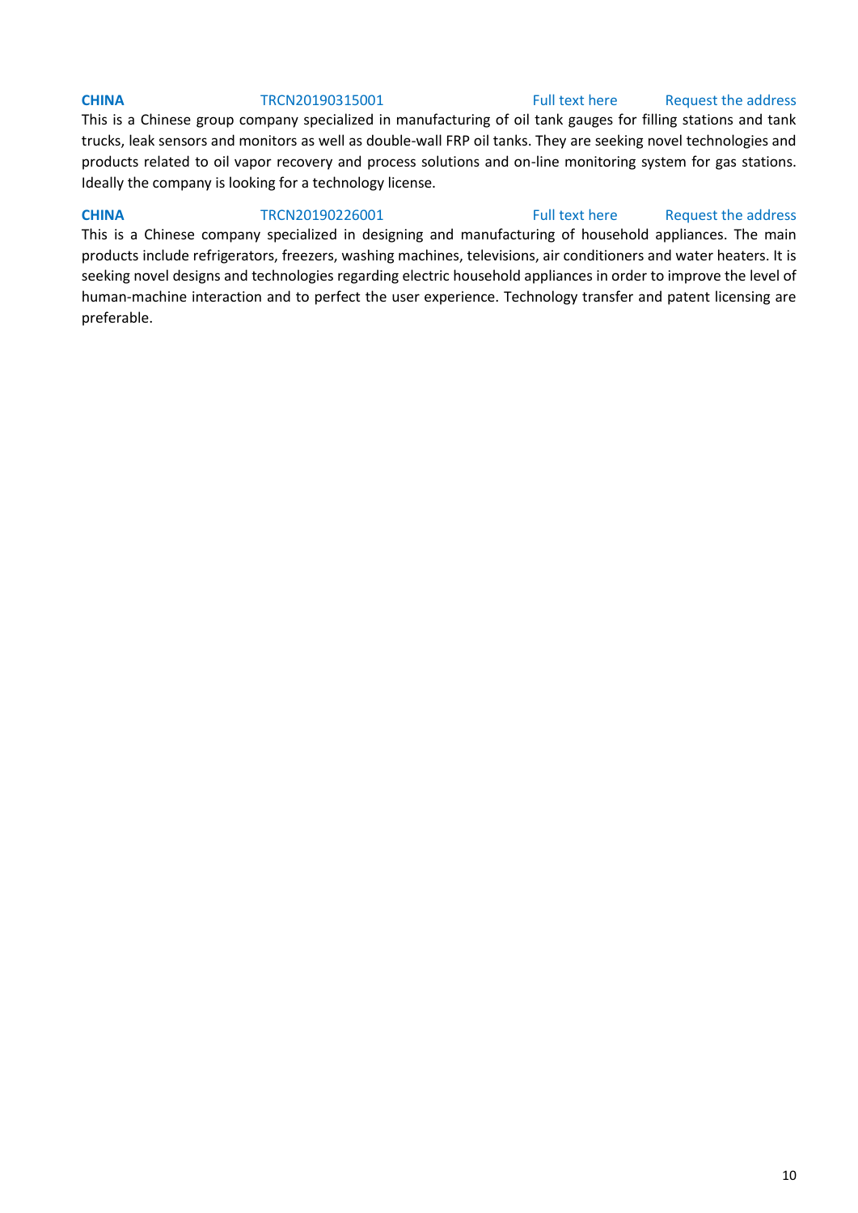**CHINA** TRCN20190315001 Full text here Request the address

This is a Chinese group company specialized in manufacturing of oil tank gauges for filling stations and tank trucks, leak sensors and monitors as well as double-wall FRP oil tanks. They are seeking novel technologies and products related to oil vapor recovery and process solutions and on-line monitoring system for gas stations. Ideally the company is looking for a technology license.

**CHINA** TRCN20190226001 Full text here Request the address

This is a Chinese company specialized in designing and manufacturing of household appliances. The main products include refrigerators, freezers, washing machines, televisions, air conditioners and water heaters. It is seeking novel designs and technologies regarding electric household appliances in order to improve the level of human-machine interaction and to perfect the user experience. Technology transfer and patent licensing are preferable.